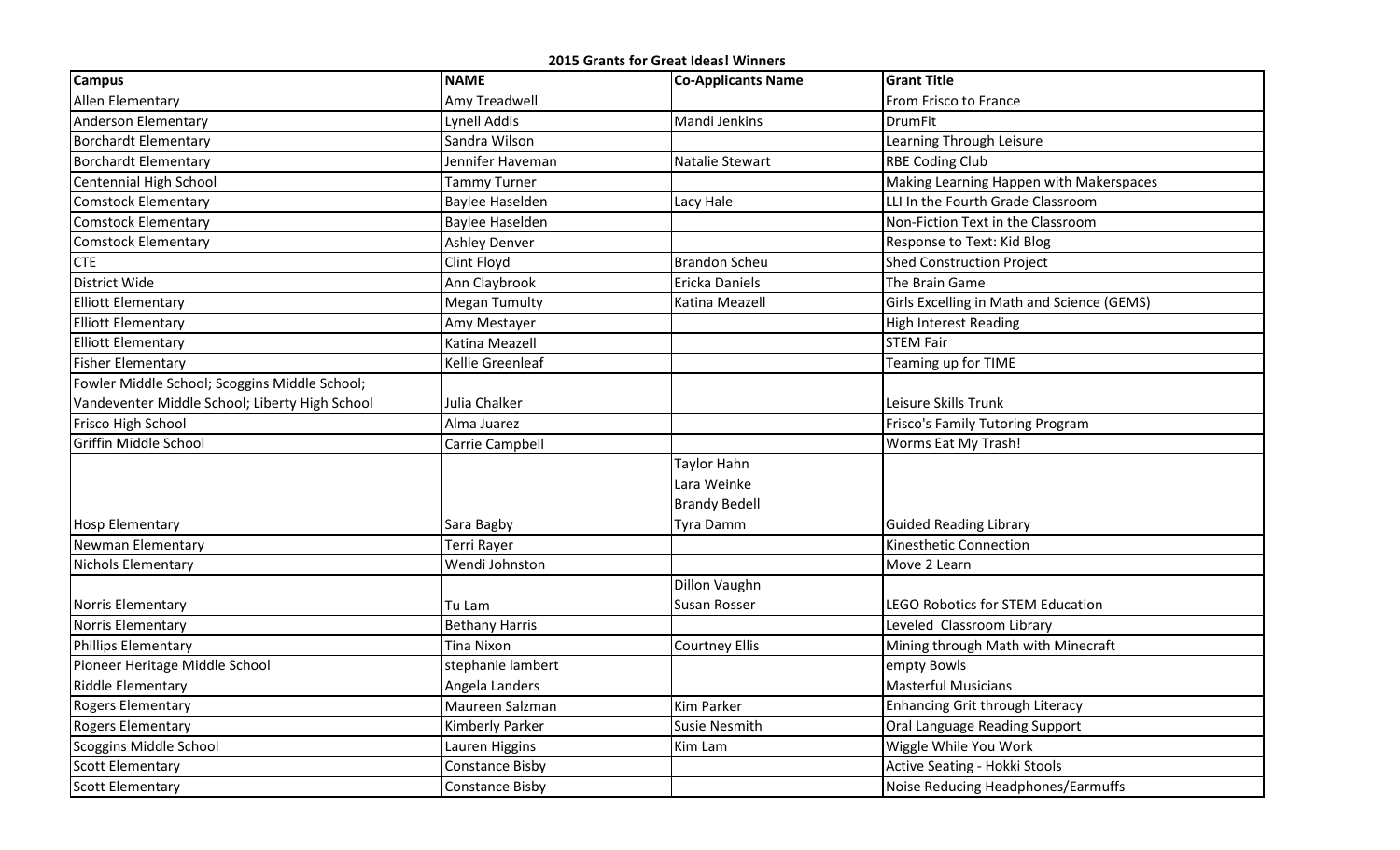**2015 Grants for Great Ideas! Winners**

| Campus | NAME | Co-Applicants Name | Grant Title |
|---|---|---|---|
| Allen Elementary | Amy Treadwell | | From Frisco to France |
| Anderson Elementary | Lynell Addis | Mandi Jenkins | DrumFit |
| Borchardt Elementary | Sandra Wilson | | Learning Through Leisure |
| Borchardt Elementary | Jennifer Haveman | Natalie Stewart | RBE Coding Club |
| Centennial High School | Tammy Turner | | Making Learning Happen with Makerspaces |
| Comstock Elementary | Baylee Haselden | Lacy Hale | LLI In the Fourth Grade Classroom |
| Comstock Elementary | Baylee Haselden | | Non-Fiction Text in the Classroom |
| Comstock Elementary | Ashley Denver | | Response to Text: Kid Blog |
| CTE | Clint Floyd | Brandon Scheu | Shed Construction Project |
| District Wide | Ann Claybrook | Ericka Daniels | The Brain Game |
| Elliott Elementary | Megan Tumulty | Katina Meazell | Girls Excelling in Math and Science (GEMS) |
| Elliott Elementary | Amy Mestayer | | High Interest Reading |
| Elliott Elementary | Katina Meazell | | STEM Fair |
| Fisher Elementary | Kellie Greenleaf | | Teaming up for TIME |
| Fowler Middle School; Scoggins Middle School; Vandeventer Middle School; Liberty High School | Julia Chalker | | Leisure Skills Trunk |
| Frisco High School | Alma Juarez | | Frisco's Family Tutoring Program |
| Griffin Middle School | Carrie Campbell | | Worms Eat My Trash! |
| Hosp Elementary | Sara Bagby | Taylor Hahn<br>Lara Weinke<br>Brandy Bedell<br>Tyra Damm | Guided Reading Library |
| Newman Elementary | Terri Rayer | | Kinesthetic Connection |
| Nichols Elementary | Wendi Johnston | | Move 2 Learn |
| Norris Elementary | Tu Lam | Dillon Vaughn<br>Susan Rosser | LEGO Robotics for STEM Education |
| Norris Elementary | Bethany Harris | | Leveled Classroom Library |
| Phillips Elementary | Tina Nixon | Courtney Ellis | Mining through Math with Minecraft |
| Pioneer Heritage Middle School | stephanie lambert | | empty Bowls |
| Riddle Elementary | Angela Landers | | Masterful Musicians |
| Rogers Elementary | Maureen Salzman | Kim Parker | Enhancing Grit through Literacy |
| Rogers Elementary | Kimberly Parker | Susie Nesmith | Oral Language Reading Support |
| Scoggins Middle School | Lauren Higgins | Kim Lam | Wiggle While You Work |
| Scott Elementary | Constance Bisby | | Active Seating - Hokki Stools |
| Scott Elementary | Constance Bisby | | Noise Reducing Headphones/Earmuffs |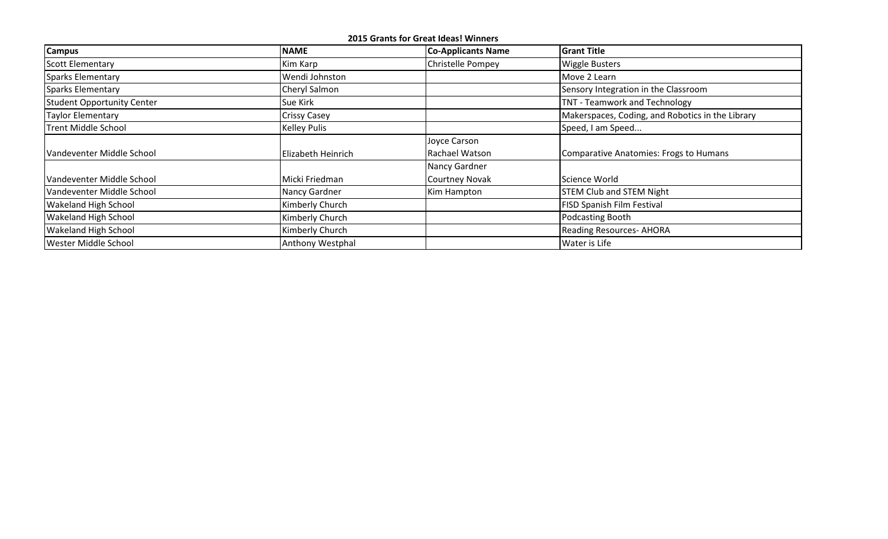**2015 Grants for Great Ideas! Winners**

| Campus | NAME | Co-Applicants Name | Grant Title |
|---|---|---|---|
| Scott Elementary | Kim Karp | Christelle Pompey | Wiggle Busters |
| Sparks Elementary | Wendi Johnston | | Move 2 Learn |
| Sparks Elementary | Cheryl Salmon | | Sensory Integration in the Classroom |
| Student Opportunity Center | Sue Kirk | | TNT - Teamwork and Technology |
| Taylor Elementary | Crissy Casey | | Makerspaces, Coding, and Robotics in the Library |
| Trent Middle School | Kelley Pulis | | Speed, I am Speed... |
| Vandeventer Middle School | Elizabeth Heinrich | Joyce Carson<br>Rachael Watson | Comparative Anatomies: Frogs to Humans |
| Vandeventer Middle School | Micki Friedman | Nancy Gardner<br>Courtney Novak | Science World |
| Vandeventer Middle School | Nancy Gardner | Kim Hampton | STEM Club and STEM Night |
| Wakeland High School | Kimberly Church | | FISD Spanish Film Festival |
| Wakeland High School | Kimberly Church | | Podcasting Booth |
| Wakeland High School | Kimberly Church | | Reading Resources- AHORA |
| Wester Middle School | Anthony Westphal | | Water is Life |